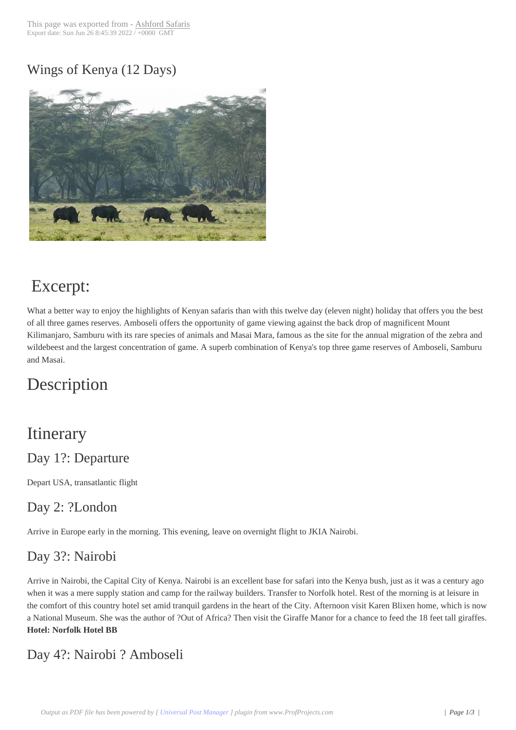# Wings of Kenya (12 Days)

## Excerpt:

What a better way to enjoy the highlights of Kenyan safaris than with this twelve day (eleven night) holiday that offers you the best of all three games reserves. Amboseli offers the opportunity of game viewing against the back drop of magnificent Mount Kilimanjaro, Samburu with its rare species of animals and Masai Mara, famous as the site for the annual migration of the zebra and wildebeest and the largest concentration of game. A superb combination of Kenya's top three game reserves of Amboseli, Samburu and Masai.

# Description

# Itinerary

## Day 1?: Departure

Depart USA, transatlantic flight

## Day 2: ?London

Arrive in Europe early in the morning. This evening, leave on overnight flight to JKIA Nairobi.

## Day 3?: Nairobi

Arrive in Nairobi, the Capital City of Kenya. Nairobi is an excellent base for safari into the Kenya bush, just as it was a century ago when it was a mere supply station and camp for the railway builders. Transfer to Norfolk hotel. Rest of the morning is at leisure in the comfort of this country hotel set amid tranquil gardens in the heart of the City. Afternoon visit Karen Blixen home, which is now a National Museum. She was the author of ?Out of Africa? Then visit the Giraffe Manor for a chance to feed the 18 feet tall giraffes.
**Hotel: Norfolk Hotel BB**

## Day 4?: Nairobi ? Amboseli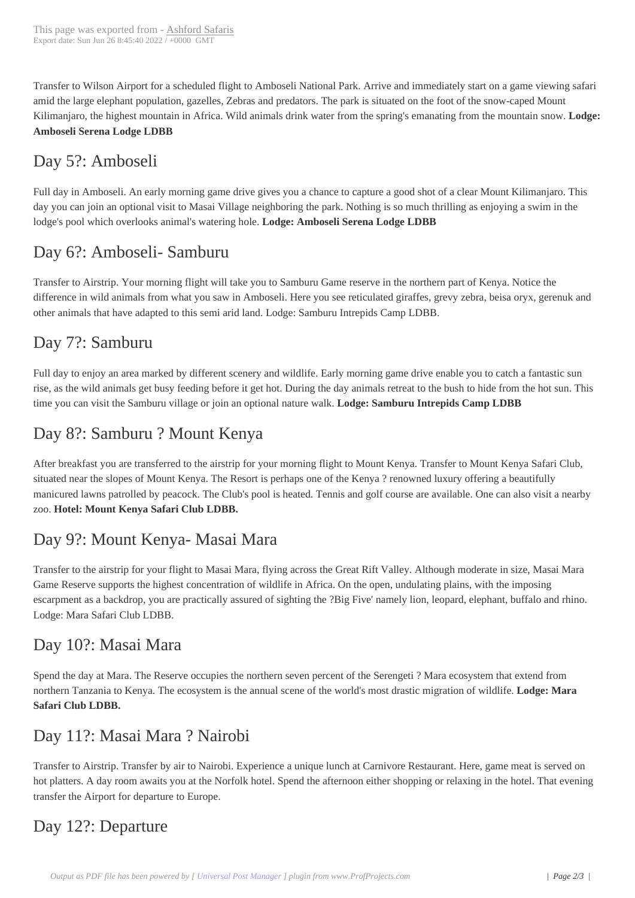Transfer to Wilson Airport for a scheduled flight to Amboseli National Park. Arrive and immediately start on a game viewing safari amid the large elephant population, gazelles, Zebras and predators. The park is situated on the foot of the snow-caped Mount Kilimanjaro, the highest mountain in Africa. Wild animals drink water from the spring's emanating from the mountain snow. **Lodge: Amboseli Serena Lodge LDBB**

## Day 5?: Amboseli

Full day in Amboseli. An early morning game drive gives you a chance to capture a good shot of a clear Mount Kilimanjaro. This day you can join an optional visit to Masai Village neighboring the park. Nothing is so much thrilling as enjoying a swim in the lodge's pool which overlooks animal's watering hole. **Lodge: Amboseli Serena Lodge LDBB**

## Day 6?: Amboseli- Samburu

Transfer to Airstrip. Your morning flight will take you to Samburu Game reserve in the northern part of Kenya. Notice the difference in wild animals from what you saw in Amboseli. Here you see reticulated giraffes, grevy zebra, beisa oryx, gerenuk and other animals that have adapted to this semi arid land. Lodge: Samburu Intrepids Camp LDBB.

## Day 7?: Samburu

Full day to enjoy an area marked by different scenery and wildlife. Early morning game drive enable you to catch a fantastic sun rise, as the wild animals get busy feeding before it get hot. During the day animals retreat to the bush to hide from the hot sun. This time you can visit the Samburu village or join an optional nature walk. **Lodge: Samburu Intrepids Camp LDBB**

## Day 8?: Samburu ? Mount Kenya

After breakfast you are transferred to the airstrip for your morning flight to Mount Kenya. Transfer to Mount Kenya Safari Club, situated near the slopes of Mount Kenya. The Resort is perhaps one of the Kenya ? renowned luxury offering a beautifully manicured lawns patrolled by peacock. The Club's pool is heated. Tennis and golf course are available. One can also visit a nearby zoo. **Hotel: Mount Kenya Safari Club LDBB.**

## Day 9?: Mount Kenya- Masai Mara

Transfer to the airstrip for your flight to Masai Mara, flying across the Great Rift Valley. Although moderate in size, Masai Mara Game Reserve supports the highest concentration of wildlife in Africa. On the open, undulating plains, with the imposing escarpment as a backdrop, you are practically assured of sighting the ?Big Five' namely lion, leopard, elephant, buffalo and rhino. Lodge: Mara Safari Club LDBB.

## Day 10?: Masai Mara

Spend the day at Mara. The Reserve occupies the northern seven percent of the Serengeti ? Mara ecosystem that extend from northern Tanzania to Kenya. The ecosystem is the annual scene of the world's most drastic migration of wildlife. **Lodge: Mara Safari Club LDBB.**

## Day 11?: Masai Mara ? Nairobi

Transfer to Airstrip. Transfer by air to Nairobi. Experience a unique lunch at Carnivore Restaurant. Here, game meat is served on hot platters. A day room awaits you at the Norfolk hotel. Spend the afternoon either shopping or relaxing in the hotel. That evening transfer the Airport for departure to Europe.

## Day 12?: Departure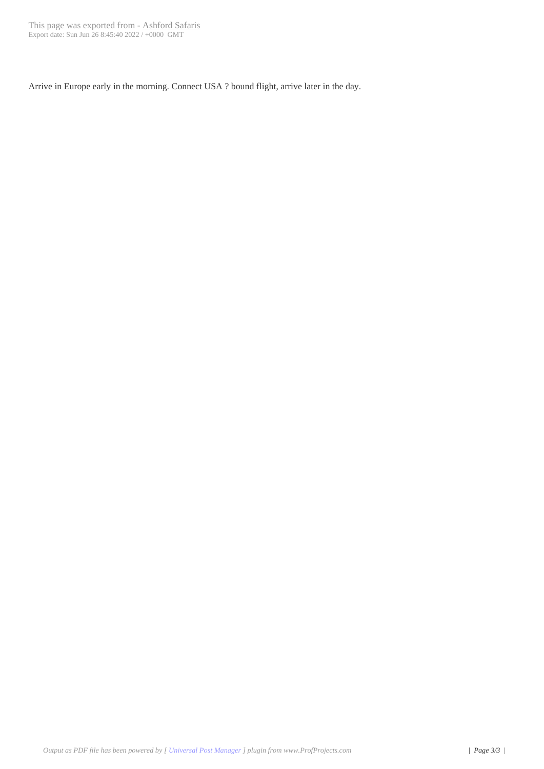Arrive in Europe early in the morning. Connect USA ? bound flight, arrive later in the day.